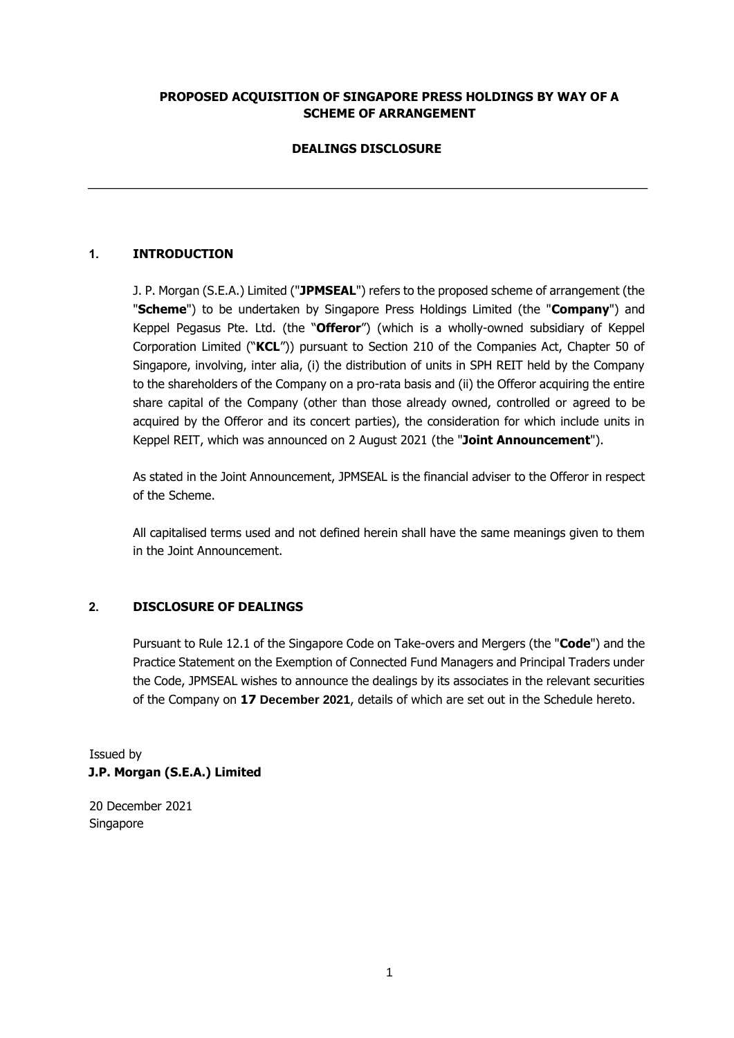**PROPOSED ACQUISITION OF SINGAPORE PRESS HOLDINGS BY WAY OF A SCHEME OF ARRANGEMENT**

**DEALINGS DISCLOSURE**

---

## 1. INTRODUCTION

J. P. Morgan (S.E.A.) Limited ("**JPMSEAL**") refers to the proposed scheme of arrangement (the "**Scheme**") to be undertaken by Singapore Press Holdings Limited (the "**Company**") and Keppel Pegasus Pte. Ltd. (the "**Offeror**") (which is a wholly-owned subsidiary of Keppel Corporation Limited ("**KCL**")) pursuant to Section 210 of the Companies Act, Chapter 50 of Singapore, involving, inter alia, (i) the distribution of units in SPH REIT held by the Company to the shareholders of the Company on a pro-rata basis and (ii) the Offeror acquiring the entire share capital of the Company (other than those already owned, controlled or agreed to be acquired by the Offeror and its concert parties), the consideration for which include units in Keppel REIT, which was announced on 2 August 2021 (the "**Joint Announcement**").

As stated in the Joint Announcement, JPMSEAL is the financial adviser to the Offeror in respect of the Scheme.

All capitalised terms used and not defined herein shall have the same meanings given to them in the Joint Announcement.

## 2. DISCLOSURE OF DEALINGS

Pursuant to Rule 12.1 of the Singapore Code on Take-overs and Mergers (the "**Code**") and the Practice Statement on the Exemption of Connected Fund Managers and Principal Traders under the Code, JPMSEAL wishes to announce the dealings by its associates in the relevant securities of the Company on **17 December 2021**, details of which are set out in the Schedule hereto.

Issued by
**J.P. Morgan (S.E.A.) Limited**

20 December 2021
Singapore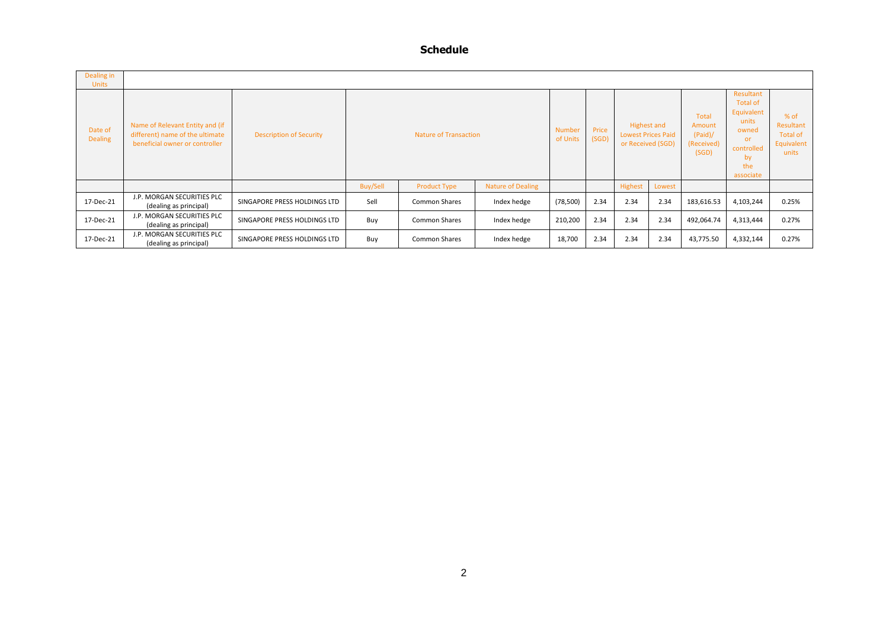# Schedule

| Dealing in Units | | | | | | | | | | | | |
|---|---|---|---|---|---|---|---|---|---|---|---|---|
| Date of Dealing | Name of Relevant Entity and (if different) name of the ultimate beneficial owner or controller | Description of Security | Nature of Transaction | | | Number of Units | Price (SGD) | Highest and Lowest Prices Paid or Received (SGD) | | Total Amount (Paid)/ (Received) (SGD) | Resultant Total of Equivalent units owned or controlled by the associate | % of Resultant Total of Equivalent units |
| | | | Buy/Sell | Product Type | Nature of Dealing | | | Highest | Lowest | | | |
| 17-Dec-21 | J.P. MORGAN SECURITIES PLC (dealing as principal) | SINGAPORE PRESS HOLDINGS LTD | Sell | Common Shares | Index hedge | (78,500) | 2.34 | 2.34 | 2.34 | 183,616.53 | 4,103,244 | 0.25% |
| 17-Dec-21 | J.P. MORGAN SECURITIES PLC (dealing as principal) | SINGAPORE PRESS HOLDINGS LTD | Buy | Common Shares | Index hedge | 210,200 | 2.34 | 2.34 | 2.34 | 492,064.74 | 4,313,444 | 0.27% |
| 17-Dec-21 | J.P. MORGAN SECURITIES PLC (dealing as principal) | SINGAPORE PRESS HOLDINGS LTD | Buy | Common Shares | Index hedge | 18,700 | 2.34 | 2.34 | 2.34 | 43,775.50 | 4,332,144 | 0.27% |